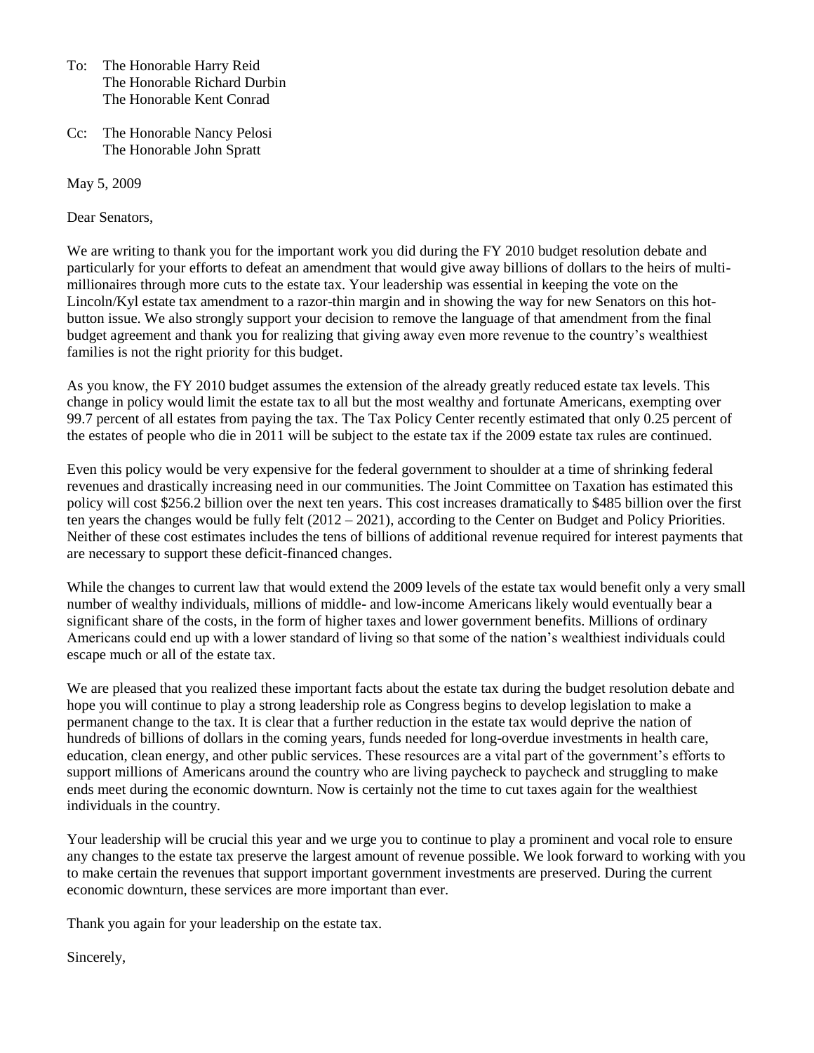To: The Honorable Harry Reid
The Honorable Richard Durbin
The Honorable Kent Conrad

Cc: The Honorable Nancy Pelosi
The Honorable John Spratt

May 5, 2009

Dear Senators,

We are writing to thank you for the important work you did during the FY 2010 budget resolution debate and particularly for your efforts to defeat an amendment that would give away billions of dollars to the heirs of multi-millionaires through more cuts to the estate tax. Your leadership was essential in keeping the vote on the Lincoln/Kyl estate tax amendment to a razor-thin margin and in showing the way for new Senators on this hot-button issue. We also strongly support your decision to remove the language of that amendment from the final budget agreement and thank you for realizing that giving away even more revenue to the country's wealthiest families is not the right priority for this budget.

As you know, the FY 2010 budget assumes the extension of the already greatly reduced estate tax levels. This change in policy would limit the estate tax to all but the most wealthy and fortunate Americans, exempting over 99.7 percent of all estates from paying the tax. The Tax Policy Center recently estimated that only 0.25 percent of the estates of people who die in 2011 will be subject to the estate tax if the 2009 estate tax rules are continued.

Even this policy would be very expensive for the federal government to shoulder at a time of shrinking federal revenues and drastically increasing need in our communities. The Joint Committee on Taxation has estimated this policy will cost $256.2 billion over the next ten years. This cost increases dramatically to $485 billion over the first ten years the changes would be fully felt (2012 – 2021), according to the Center on Budget and Policy Priorities. Neither of these cost estimates includes the tens of billions of additional revenue required for interest payments that are necessary to support these deficit-financed changes.

While the changes to current law that would extend the 2009 levels of the estate tax would benefit only a very small number of wealthy individuals, millions of middle- and low-income Americans likely would eventually bear a significant share of the costs, in the form of higher taxes and lower government benefits. Millions of ordinary Americans could end up with a lower standard of living so that some of the nation's wealthiest individuals could escape much or all of the estate tax.

We are pleased that you realized these important facts about the estate tax during the budget resolution debate and hope you will continue to play a strong leadership role as Congress begins to develop legislation to make a permanent change to the tax. It is clear that a further reduction in the estate tax would deprive the nation of hundreds of billions of dollars in the coming years, funds needed for long-overdue investments in health care, education, clean energy, and other public services. These resources are a vital part of the government's efforts to support millions of Americans around the country who are living paycheck to paycheck and struggling to make ends meet during the economic downturn. Now is certainly not the time to cut taxes again for the wealthiest individuals in the country.

Your leadership will be crucial this year and we urge you to continue to play a prominent and vocal role to ensure any changes to the estate tax preserve the largest amount of revenue possible. We look forward to working with you to make certain the revenues that support important government investments are preserved. During the current economic downturn, these services are more important than ever.

Thank you again for your leadership on the estate tax.

Sincerely,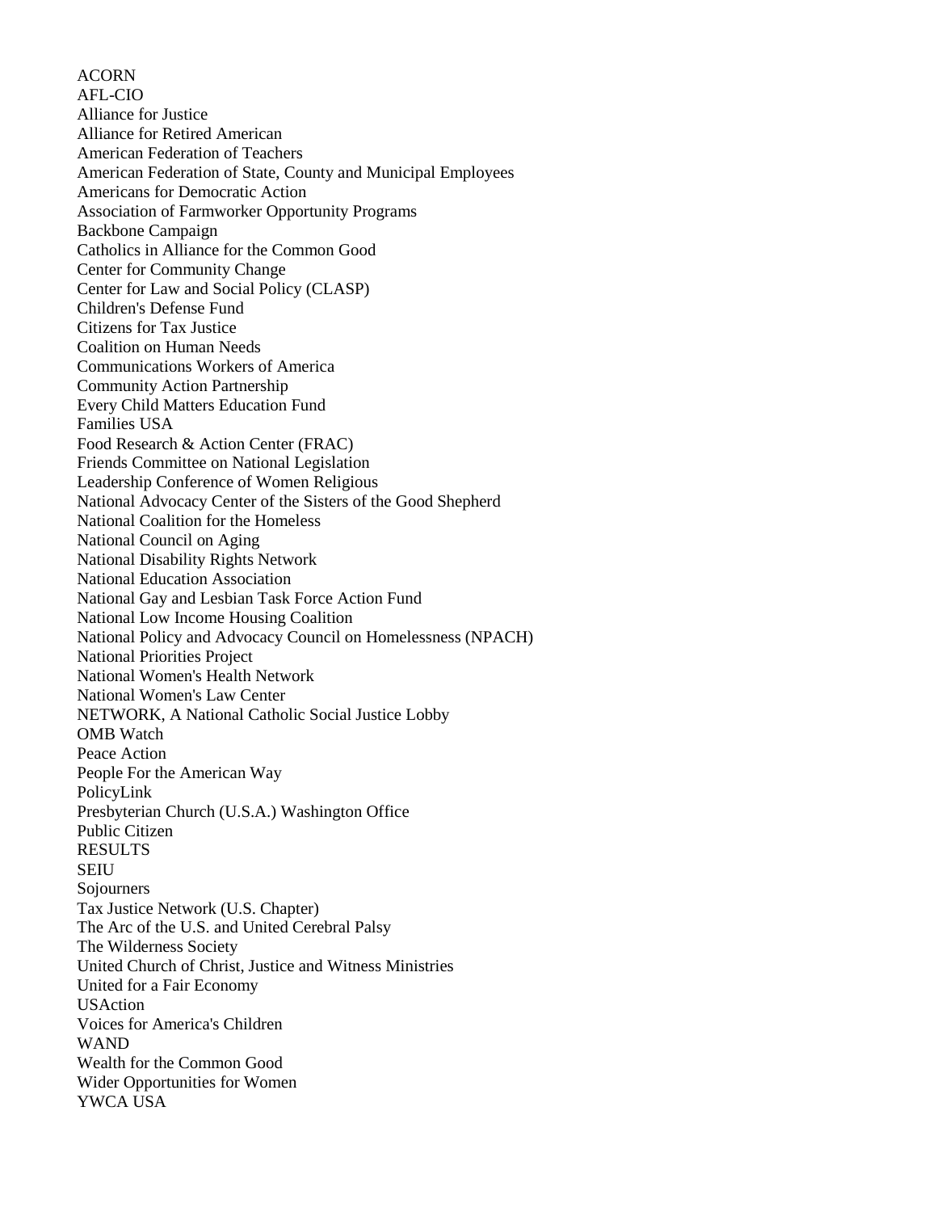ACORN
AFL-CIO
Alliance for Justice
Alliance for Retired American
American Federation of Teachers
American Federation of State, County and Municipal Employees
Americans for Democratic Action
Association of Farmworker Opportunity Programs
Backbone Campaign
Catholics in Alliance for the Common Good
Center for Community Change
Center for Law and Social Policy (CLASP)
Children's Defense Fund
Citizens for Tax Justice
Coalition on Human Needs
Communications Workers of America
Community Action Partnership
Every Child Matters Education Fund
Families USA
Food Research & Action Center (FRAC)
Friends Committee on National Legislation
Leadership Conference of Women Religious
National Advocacy Center of the Sisters of the Good Shepherd
National Coalition for the Homeless
National Council on Aging
National Disability Rights Network
National Education Association
National Gay and Lesbian Task Force Action Fund
National Low Income Housing Coalition
National Policy and Advocacy Council on Homelessness (NPACH)
National Priorities Project
National Women's Health Network
National Women's Law Center
NETWORK, A National Catholic Social Justice Lobby
OMB Watch
Peace Action
People For the American Way
PolicyLink
Presbyterian Church (U.S.A.) Washington Office
Public Citizen
RESULTS
SEIU
Sojourners
Tax Justice Network (U.S. Chapter)
The Arc of the U.S. and United Cerebral Palsy
The Wilderness Society
United Church of Christ, Justice and Witness Ministries
United for a Fair Economy
USAction
Voices for America's Children
WAND
Wealth for the Common Good
Wider Opportunities for Women
YWCA USA